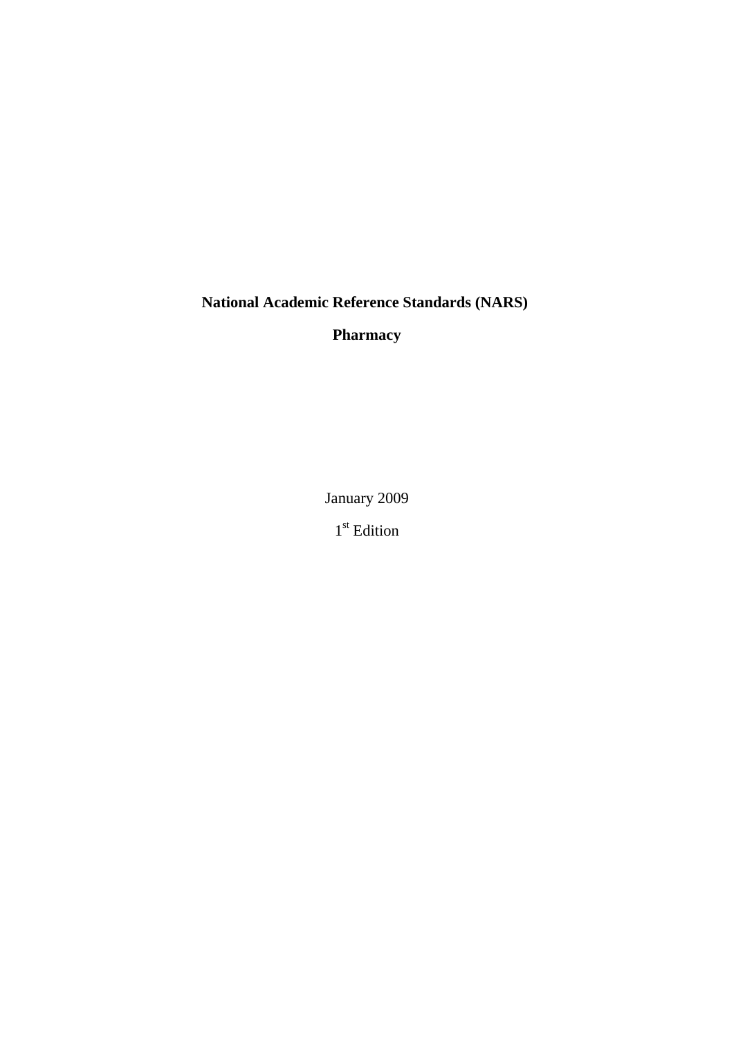# National Academic Reference Standards (NARS)

## Pharmacy

January 2009

1st Edition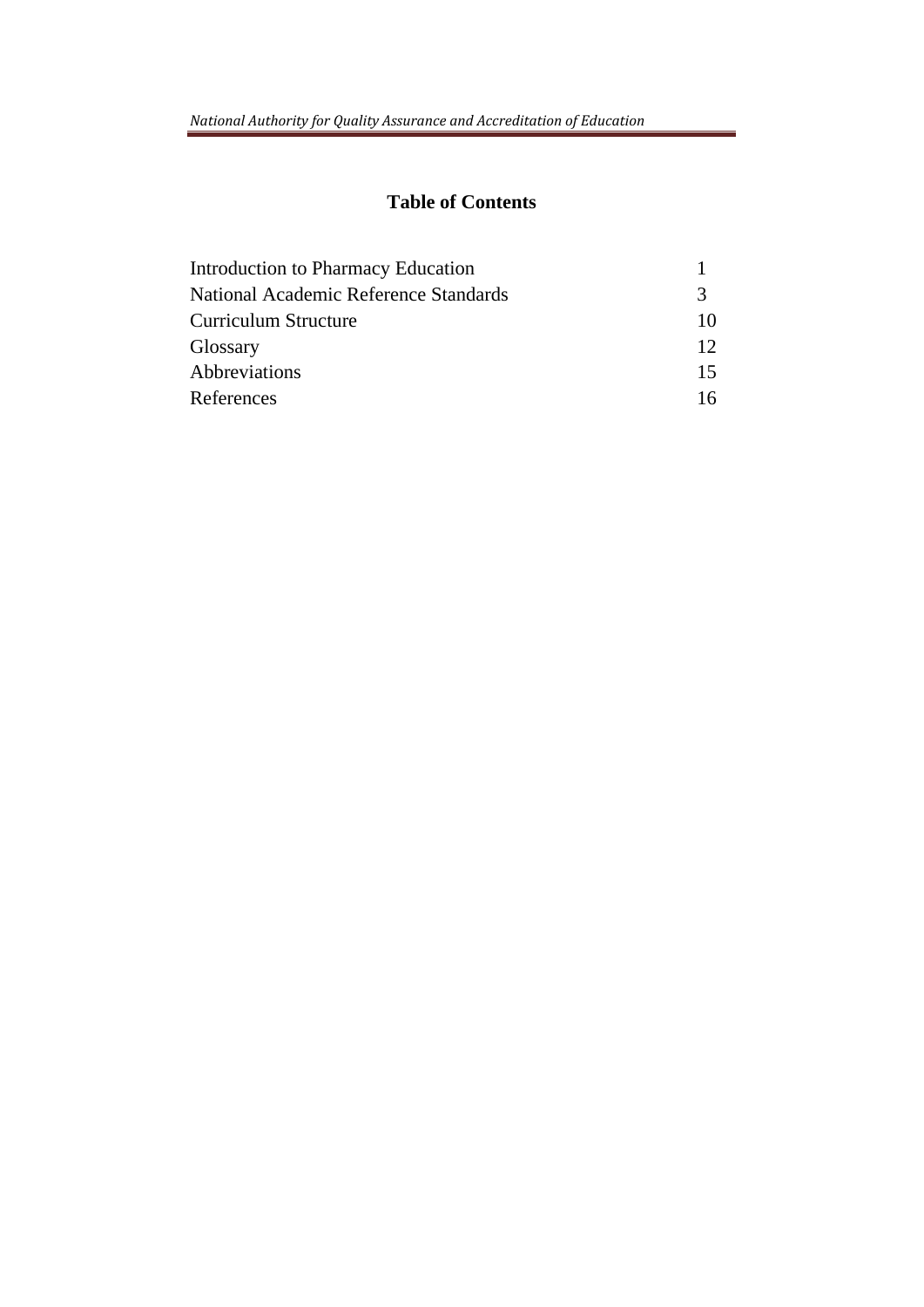# Table of Contents

| | |
|---|---|
| Introduction to Pharmacy Education | 1 |
| National Academic Reference Standards | 3 |
| Curriculum Structure | 10 |
| Glossary | 12 |
| Abbreviations | 15 |
| References | 16 |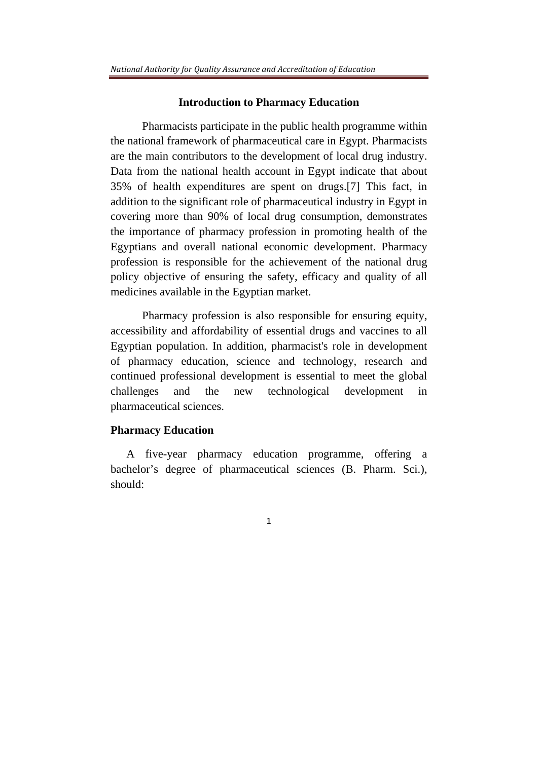## Introduction to Pharmacy Education

Pharmacists participate in the public health programme within the national framework of pharmaceutical care in Egypt. Pharmacists are the main contributors to the development of local drug industry. Data from the national health account in Egypt indicate that about 35% of health expenditures are spent on drugs.[7] This fact, in addition to the significant role of pharmaceutical industry in Egypt in covering more than 90% of local drug consumption, demonstrates the importance of pharmacy profession in promoting health of the Egyptians and overall national economic development. Pharmacy profession is responsible for the achievement of the national drug policy objective of ensuring the safety, efficacy and quality of all medicines available in the Egyptian market.

Pharmacy profession is also responsible for ensuring equity, accessibility and affordability of essential drugs and vaccines to all Egyptian population. In addition, pharmacist's role in development of pharmacy education, science and technology, research and continued professional development is essential to meet the global challenges and the new technological development in pharmaceutical sciences.

### Pharmacy Education

A five-year pharmacy education programme, offering a bachelor's degree of pharmaceutical sciences (B. Pharm. Sci.), should: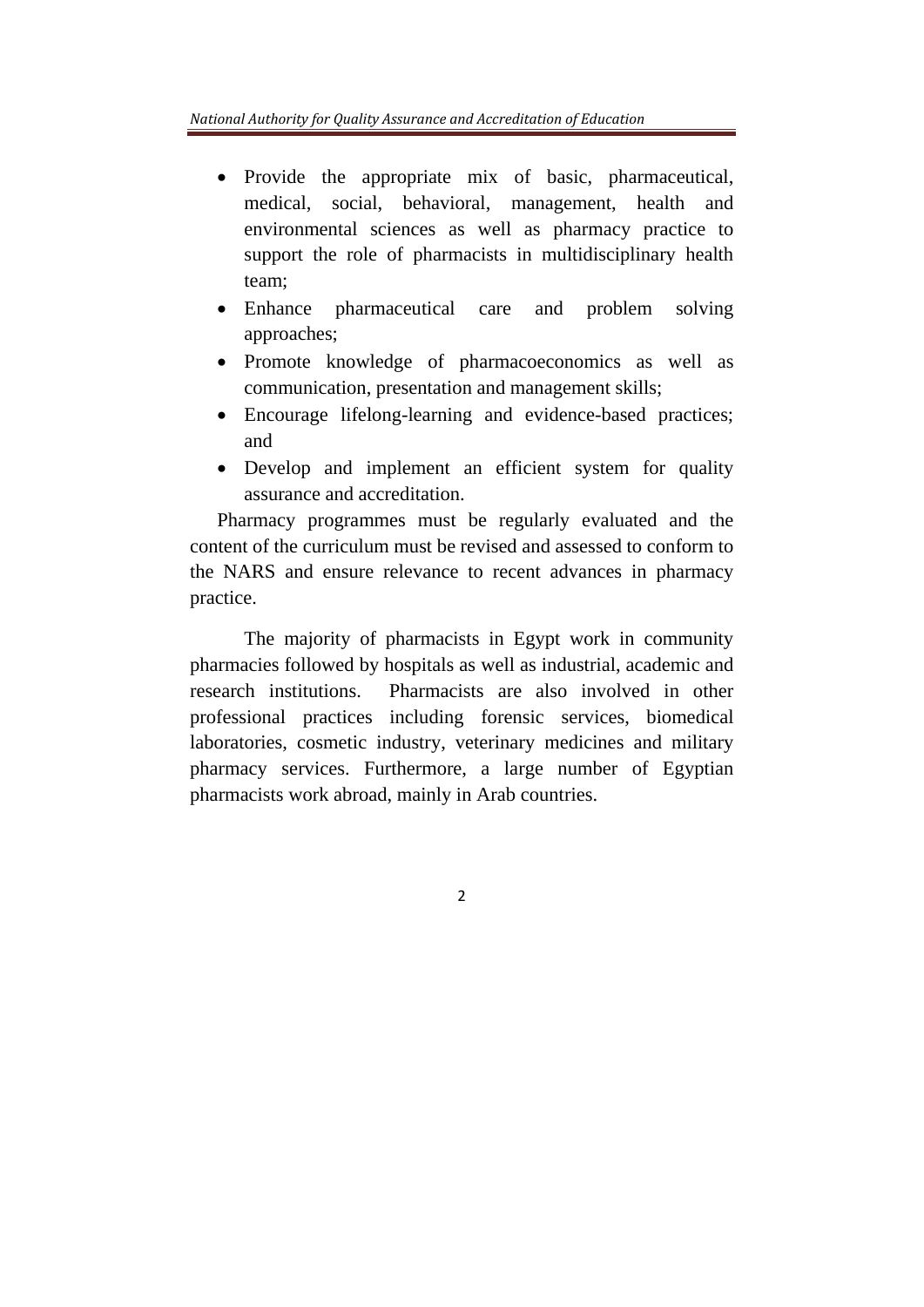- Provide the appropriate mix of basic, pharmaceutical, medical, social, behavioral, management, health and environmental sciences as well as pharmacy practice to support the role of pharmacists in multidisciplinary health team;
- Enhance pharmaceutical care and problem solving approaches;
- Promote knowledge of pharmacoeconomics as well as communication, presentation and management skills;
- Encourage lifelong-learning and evidence-based practices; and
- Develop and implement an efficient system for quality assurance and accreditation.

Pharmacy programmes must be regularly evaluated and the content of the curriculum must be revised and assessed to conform to the NARS and ensure relevance to recent advances in pharmacy practice.

The majority of pharmacists in Egypt work in community pharmacies followed by hospitals as well as industrial, academic and research institutions. Pharmacists are also involved in other professional practices including forensic services, biomedical laboratories, cosmetic industry, veterinary medicines and military pharmacy services. Furthermore, a large number of Egyptian pharmacists work abroad, mainly in Arab countries.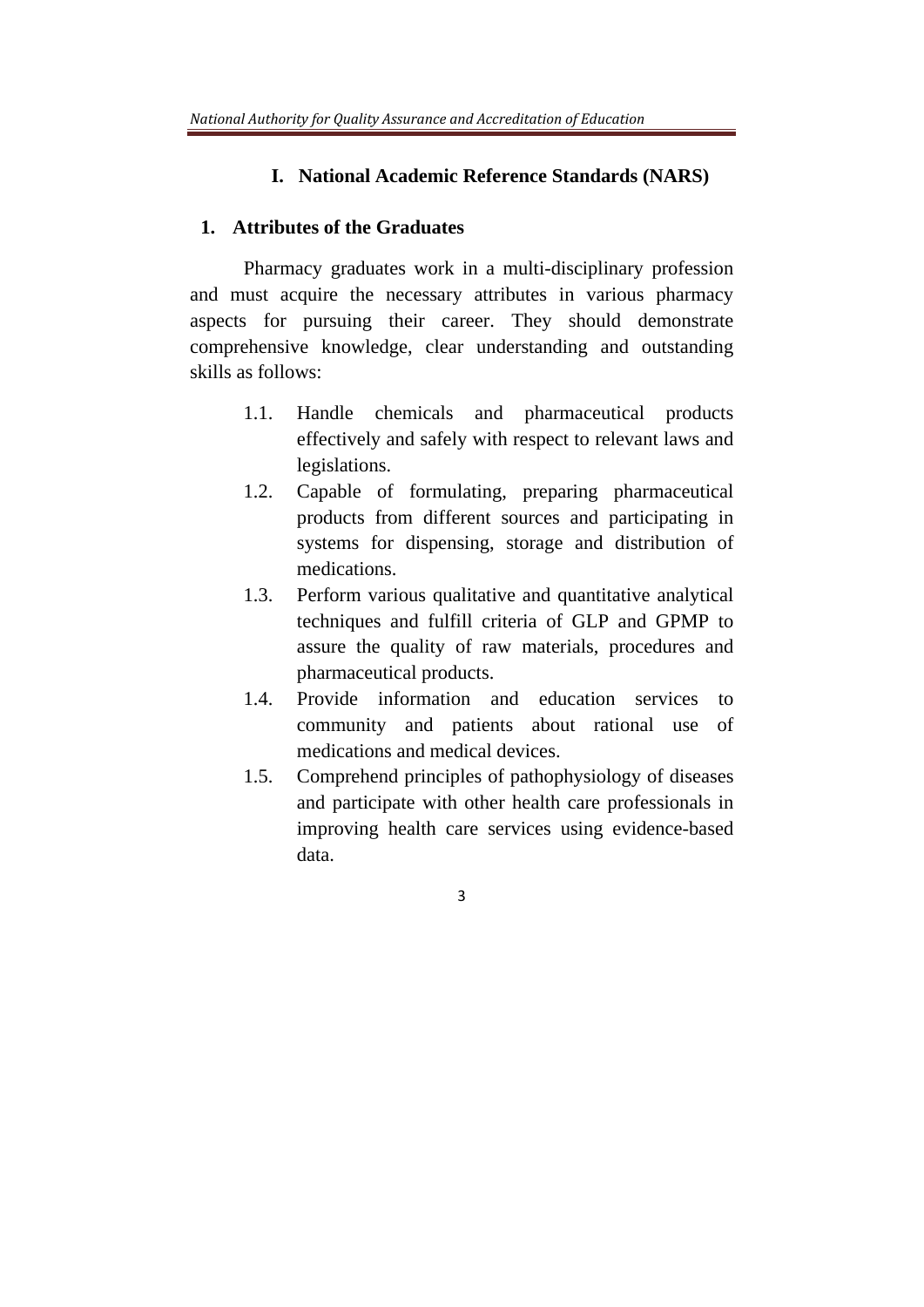# I. National Academic Reference Standards (NARS)

## 1. Attributes of the Graduates

Pharmacy graduates work in a multi-disciplinary profession and must acquire the necessary attributes in various pharmacy aspects for pursuing their career. They should demonstrate comprehensive knowledge, clear understanding and outstanding skills as follows:

1.1. Handle chemicals and pharmaceutical products effectively and safely with respect to relevant laws and legislations.

1.2. Capable of formulating, preparing pharmaceutical products from different sources and participating in systems for dispensing, storage and distribution of medications.

1.3. Perform various qualitative and quantitative analytical techniques and fulfill criteria of GLP and GPMP to assure the quality of raw materials, procedures and pharmaceutical products.

1.4. Provide information and education services to community and patients about rational use of medications and medical devices.

1.5. Comprehend principles of pathophysiology of diseases and participate with other health care professionals in improving health care services using evidence-based data.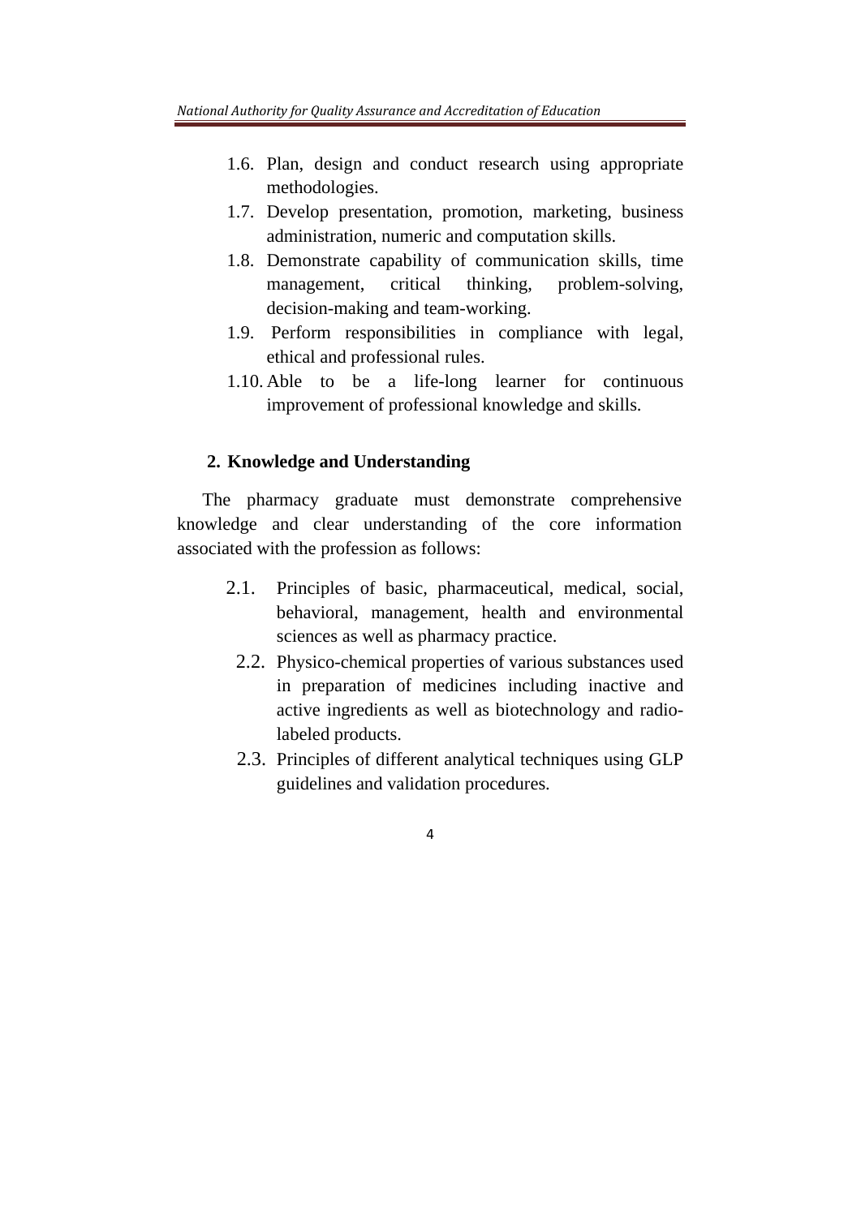1.6. Plan, design and conduct research using appropriate methodologies.

1.7. Develop presentation, promotion, marketing, business administration, numeric and computation skills.

1.8. Demonstrate capability of communication skills, time management, critical thinking, problem-solving, decision-making and team-working.

1.9. Perform responsibilities in compliance with legal, ethical and professional rules.

1.10. Able to be a life-long learner for continuous improvement of professional knowledge and skills.

## 2. Knowledge and Understanding

The pharmacy graduate must demonstrate comprehensive knowledge and clear understanding of the core information associated with the profession as follows:

2.1. Principles of basic, pharmaceutical, medical, social, behavioral, management, health and environmental sciences as well as pharmacy practice.

2.2. Physico-chemical properties of various substances used in preparation of medicines including inactive and active ingredients as well as biotechnology and radio-labeled products.

2.3. Principles of different analytical techniques using GLP guidelines and validation procedures.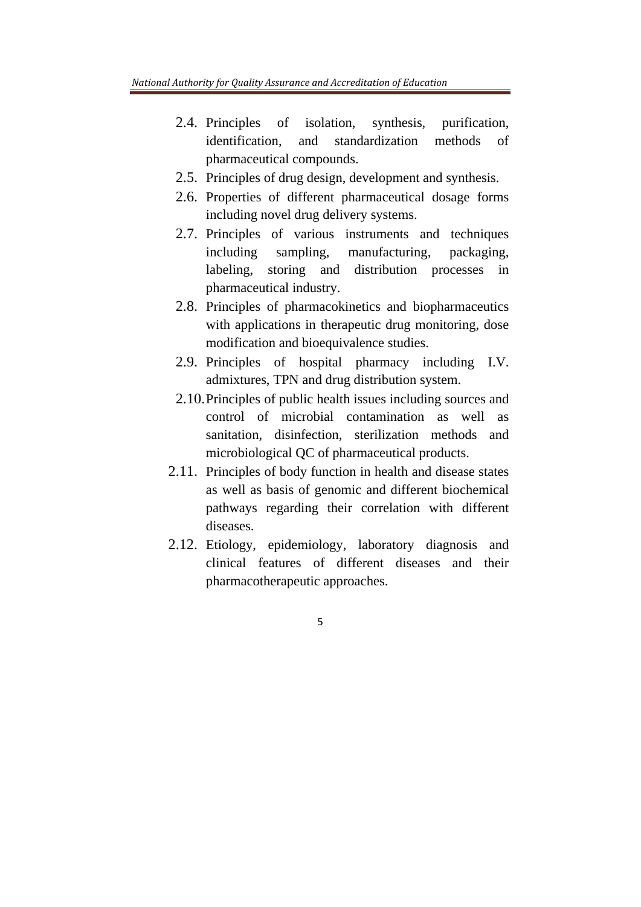2.4. Principles of isolation, synthesis, purification, identification, and standardization methods of pharmaceutical compounds.

2.5. Principles of drug design, development and synthesis.

2.6. Properties of different pharmaceutical dosage forms including novel drug delivery systems.

2.7. Principles of various instruments and techniques including sampling, manufacturing, packaging, labeling, storing and distribution processes in pharmaceutical industry.

2.8. Principles of pharmacokinetics and biopharmaceutics with applications in therapeutic drug monitoring, dose modification and bioequivalence studies.

2.9. Principles of hospital pharmacy including I.V. admixtures, TPN and drug distribution system.

2.10. Principles of public health issues including sources and control of microbial contamination as well as sanitation, disinfection, sterilization methods and microbiological QC of pharmaceutical products.

2.11. Principles of body function in health and disease states as well as basis of genomic and different biochemical pathways regarding their correlation with different diseases.

2.12. Etiology, epidemiology, laboratory diagnosis and clinical features of different diseases and their pharmacotherapeutic approaches.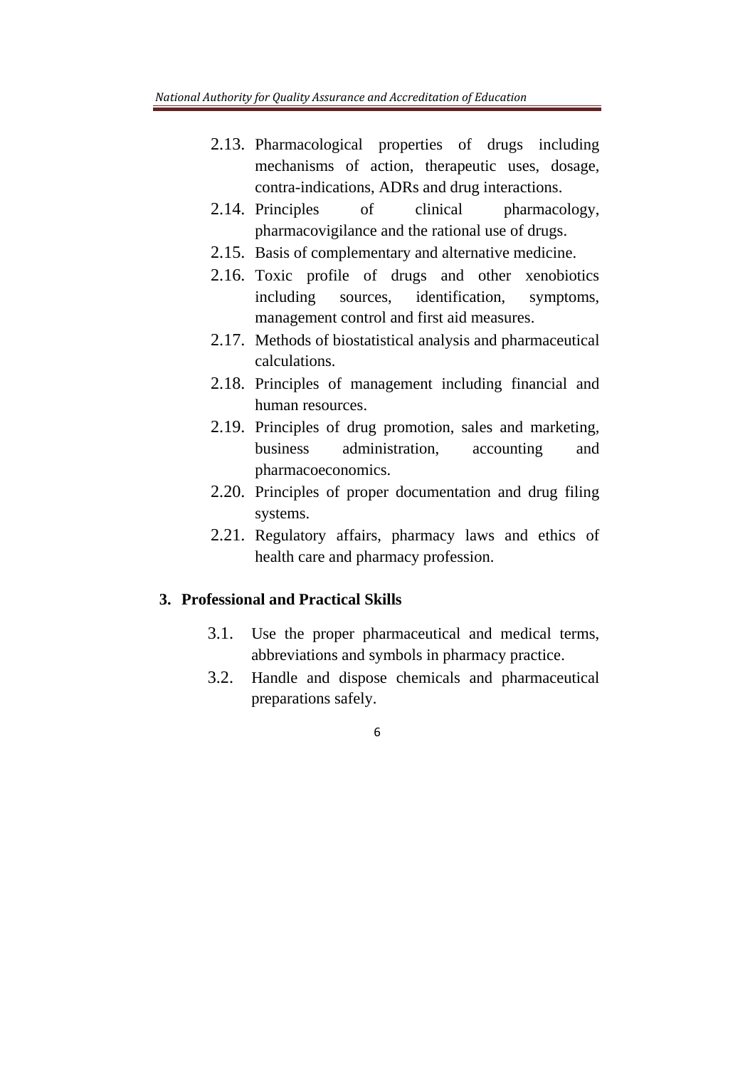2.13. Pharmacological properties of drugs including mechanisms of action, therapeutic uses, dosage, contra-indications, ADRs and drug interactions.

2.14. Principles of clinical pharmacology, pharmacovigilance and the rational use of drugs.

2.15. Basis of complementary and alternative medicine.

2.16. Toxic profile of drugs and other xenobiotics including sources, identification, symptoms, management control and first aid measures.

2.17. Methods of biostatistical analysis and pharmaceutical calculations.

2.18. Principles of management including financial and human resources.

2.19. Principles of drug promotion, sales and marketing, business administration, accounting and pharmacoeconomics.

2.20. Principles of proper documentation and drug filing systems.

2.21. Regulatory affairs, pharmacy laws and ethics of health care and pharmacy profession.

**3. Professional and Practical Skills**

3.1. Use the proper pharmaceutical and medical terms, abbreviations and symbols in pharmacy practice.

3.2. Handle and dispose chemicals and pharmaceutical preparations safely.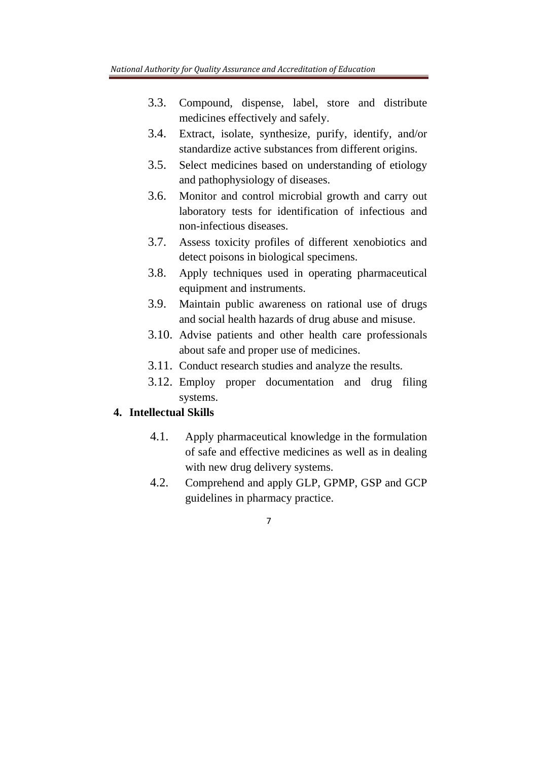3.3. Compound, dispense, label, store and distribute medicines effectively and safely.

3.4. Extract, isolate, synthesize, purify, identify, and/or standardize active substances from different origins.

3.5. Select medicines based on understanding of etiology and pathophysiology of diseases.

3.6. Monitor and control microbial growth and carry out laboratory tests for identification of infectious and non-infectious diseases.

3.7. Assess toxicity profiles of different xenobiotics and detect poisons in biological specimens.

3.8. Apply techniques used in operating pharmaceutical equipment and instruments.

3.9. Maintain public awareness on rational use of drugs and social health hazards of drug abuse and misuse.

3.10. Advise patients and other health care professionals about safe and proper use of medicines.

3.11. Conduct research studies and analyze the results.

3.12. Employ proper documentation and drug filing systems.

**4. Intellectual Skills**

4.1. Apply pharmaceutical knowledge in the formulation of safe and effective medicines as well as in dealing with new drug delivery systems.

4.2. Comprehend and apply GLP, GPMP, GSP and GCP guidelines in pharmacy practice.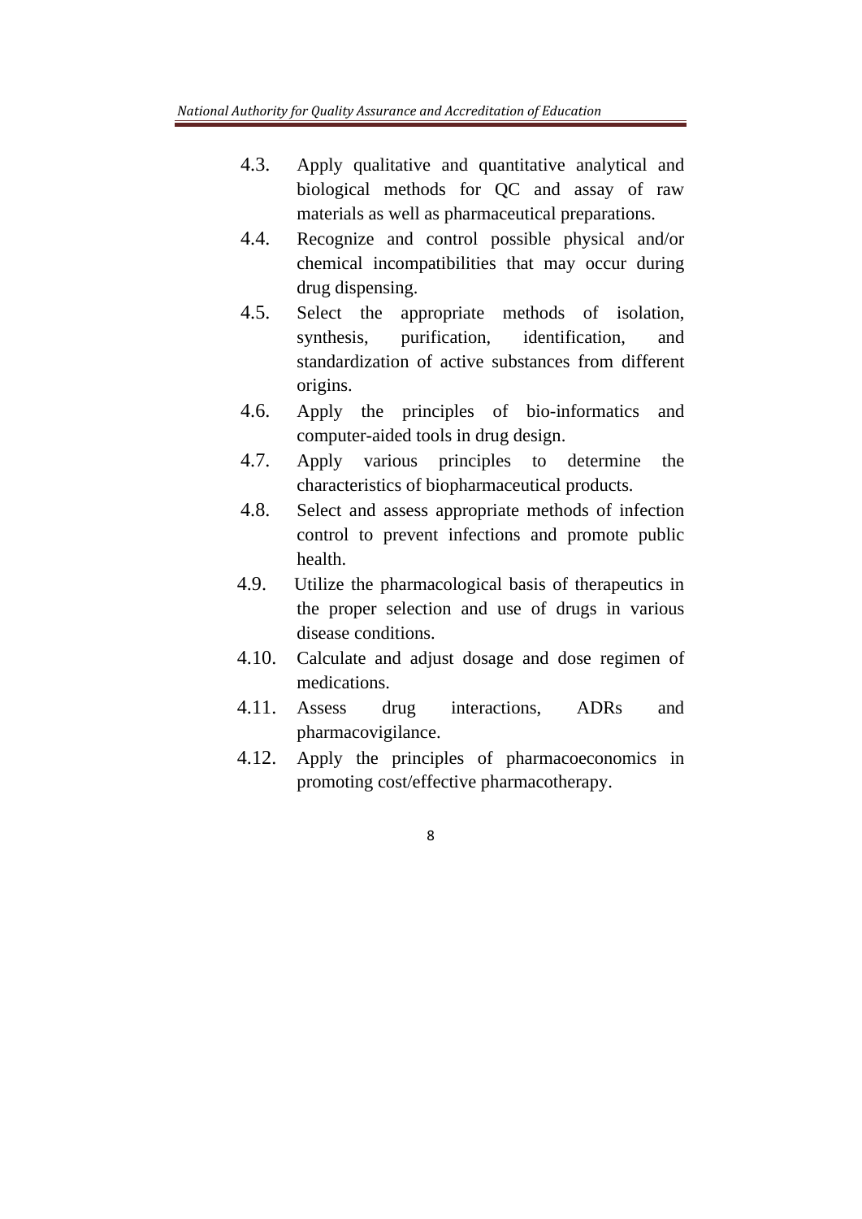4.3. Apply qualitative and quantitative analytical and biological methods for QC and assay of raw materials as well as pharmaceutical preparations.

4.4. Recognize and control possible physical and/or chemical incompatibilities that may occur during drug dispensing.

4.5. Select the appropriate methods of isolation, synthesis, purification, identification, and standardization of active substances from different origins.

4.6. Apply the principles of bio-informatics and computer-aided tools in drug design.

4.7. Apply various principles to determine the characteristics of biopharmaceutical products.

4.8. Select and assess appropriate methods of infection control to prevent infections and promote public health.

4.9. Utilize the pharmacological basis of therapeutics in the proper selection and use of drugs in various disease conditions.

4.10. Calculate and adjust dosage and dose regimen of medications.

4.11. Assess drug interactions, ADRs and pharmacovigilance.

4.12. Apply the principles of pharmacoeconomics in promoting cost/effective pharmacotherapy.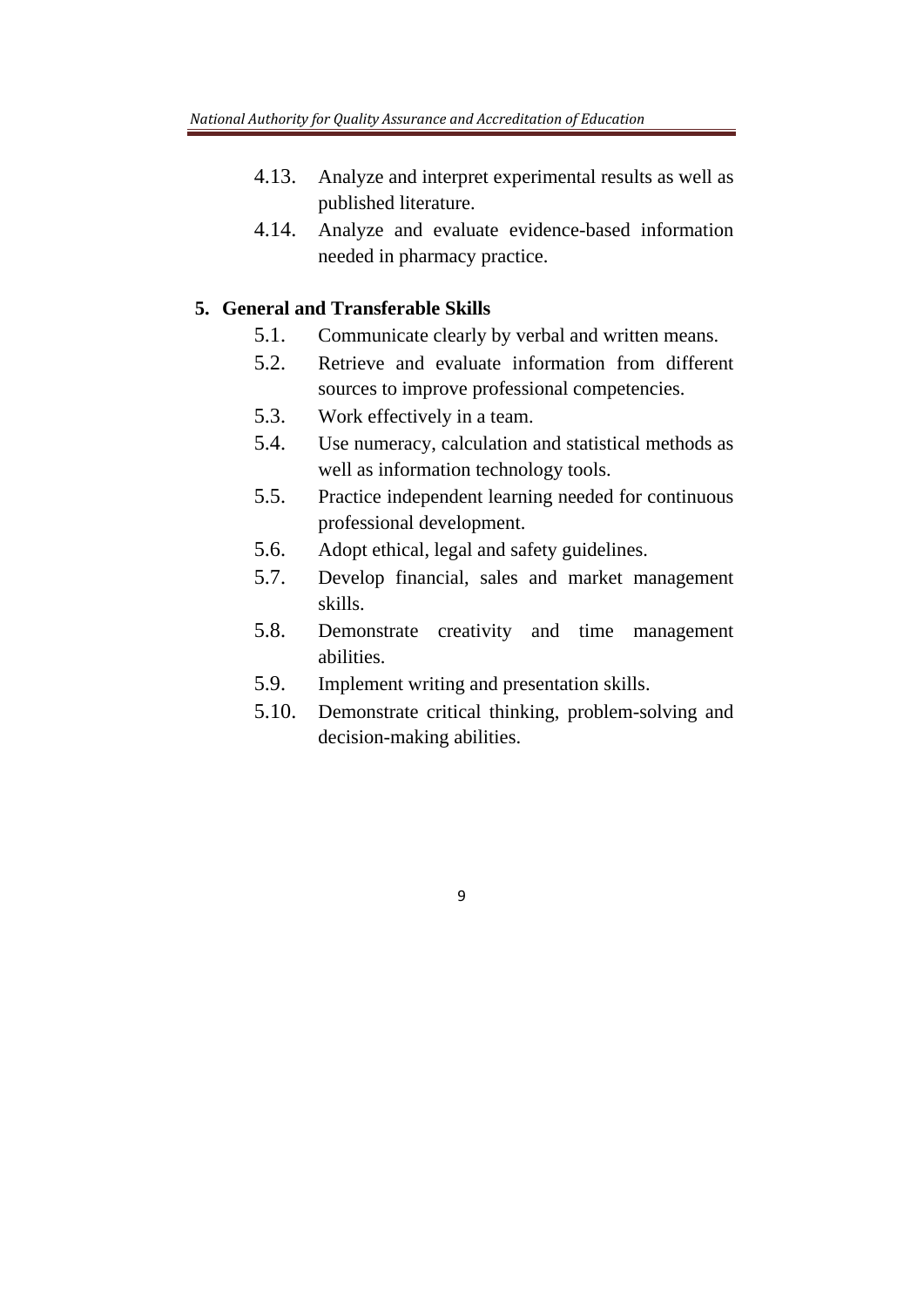4.13. Analyze and interpret experimental results as well as published literature.

4.14. Analyze and evaluate evidence-based information needed in pharmacy practice.

## 5. General and Transferable Skills

5.1. Communicate clearly by verbal and written means.

5.2. Retrieve and evaluate information from different sources to improve professional competencies.

5.3. Work effectively in a team.

5.4. Use numeracy, calculation and statistical methods as well as information technology tools.

5.5. Practice independent learning needed for continuous professional development.

5.6. Adopt ethical, legal and safety guidelines.

5.7. Develop financial, sales and market management skills.

5.8. Demonstrate creativity and time management abilities.

5.9. Implement writing and presentation skills.

5.10. Demonstrate critical thinking, problem-solving and decision-making abilities.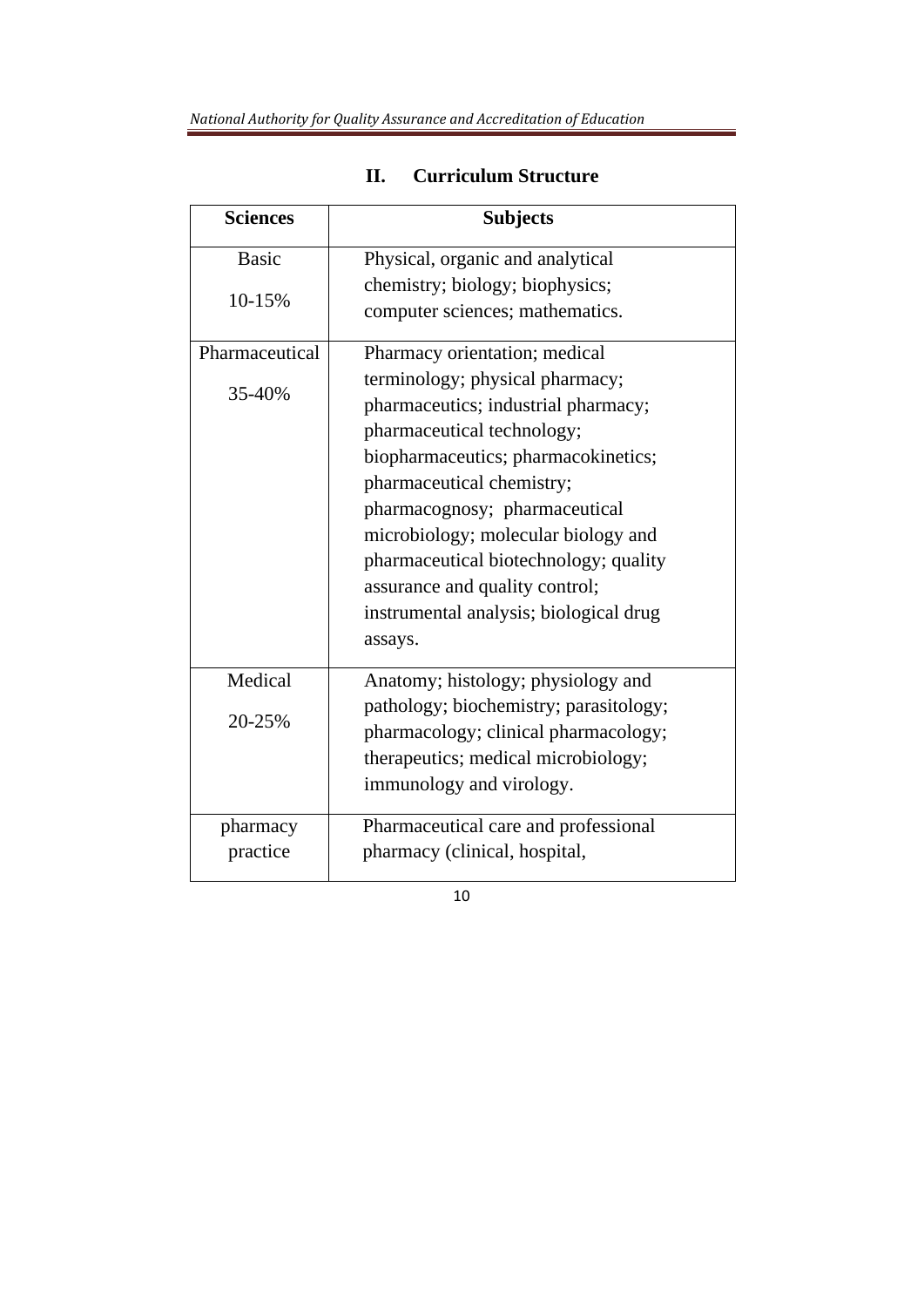## II. Curriculum Structure

| Sciences | Subjects |
|---|---|
| Basic 10-15% | Physical, organic and analytical chemistry; biology; biophysics; computer sciences; mathematics. |
| Pharmaceutical 35-40% | Pharmacy orientation; medical terminology; physical pharmacy; pharmaceutics; industrial pharmacy; pharmaceutical technology; biopharmaceutics; pharmacokinetics; pharmaceutical chemistry; pharmacognosy; pharmaceutical microbiology; molecular biology and pharmaceutical biotechnology; quality assurance and quality control; instrumental analysis; biological drug assays. |
| Medical 20-25% | Anatomy; histology; physiology and pathology; biochemistry; parasitology; pharmacology; clinical pharmacology; therapeutics; medical microbiology; immunology and virology. |
| pharmacy practice | Pharmaceutical care and professional pharmacy (clinical, hospital, |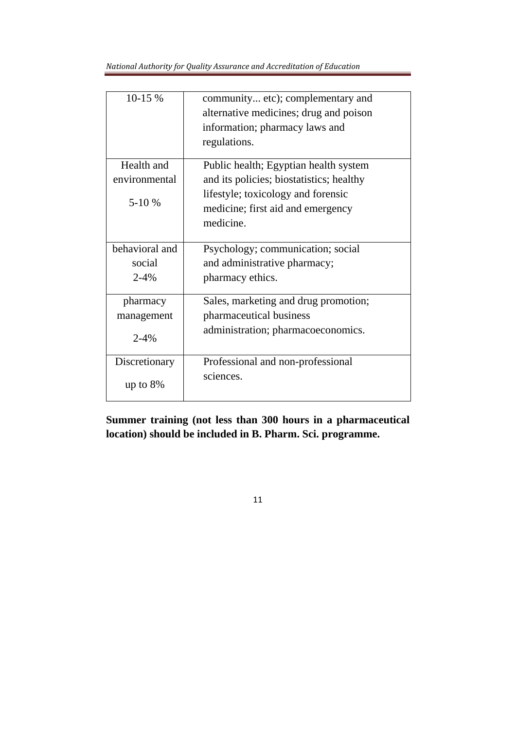| | |
|---|---|
| 10-15 % | community... etc); complementary and alternative medicines; drug and poison information; pharmacy laws and regulations. |
| Health and environmental 5-10 % | Public health; Egyptian health system and its policies; biostatistics; healthy lifestyle; toxicology and forensic medicine; first aid and emergency medicine. |
| behavioral and social 2-4% | Psychology; communication; social and administrative pharmacy; pharmacy ethics. |
| pharmacy management 2-4% | Sales, marketing and drug promotion; pharmaceutical business administration; pharmacoeconomics. |
| Discretionary up to 8% | Professional and non-professional sciences. |

**Summer training (not less than 300 hours in a pharmaceutical location) should be included in B. Pharm. Sci. programme.**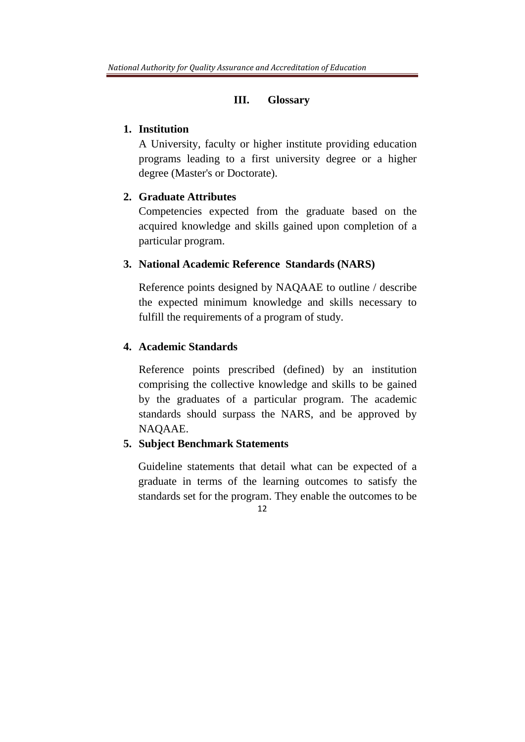## III. Glossary

1. **Institution**

   A University, faculty or higher institute providing education programs leading to a first university degree or a higher degree (Master's or Doctorate).

2. **Graduate Attributes**

   Competencies expected from the graduate based on the acquired knowledge and skills gained upon completion of a particular program.

3. **National Academic Reference Standards (NARS)**

   Reference points designed by NAQAAE to outline / describe the expected minimum knowledge and skills necessary to fulfill the requirements of a program of study.

4. **Academic Standards**

   Reference points prescribed (defined) by an institution comprising the collective knowledge and skills to be gained by the graduates of a particular program. The academic standards should surpass the NARS, and be approved by NAQAAE.

5. **Subject Benchmark Statements**

   Guideline statements that detail what can be expected of a graduate in terms of the learning outcomes to satisfy the standards set for the program. They enable the outcomes to be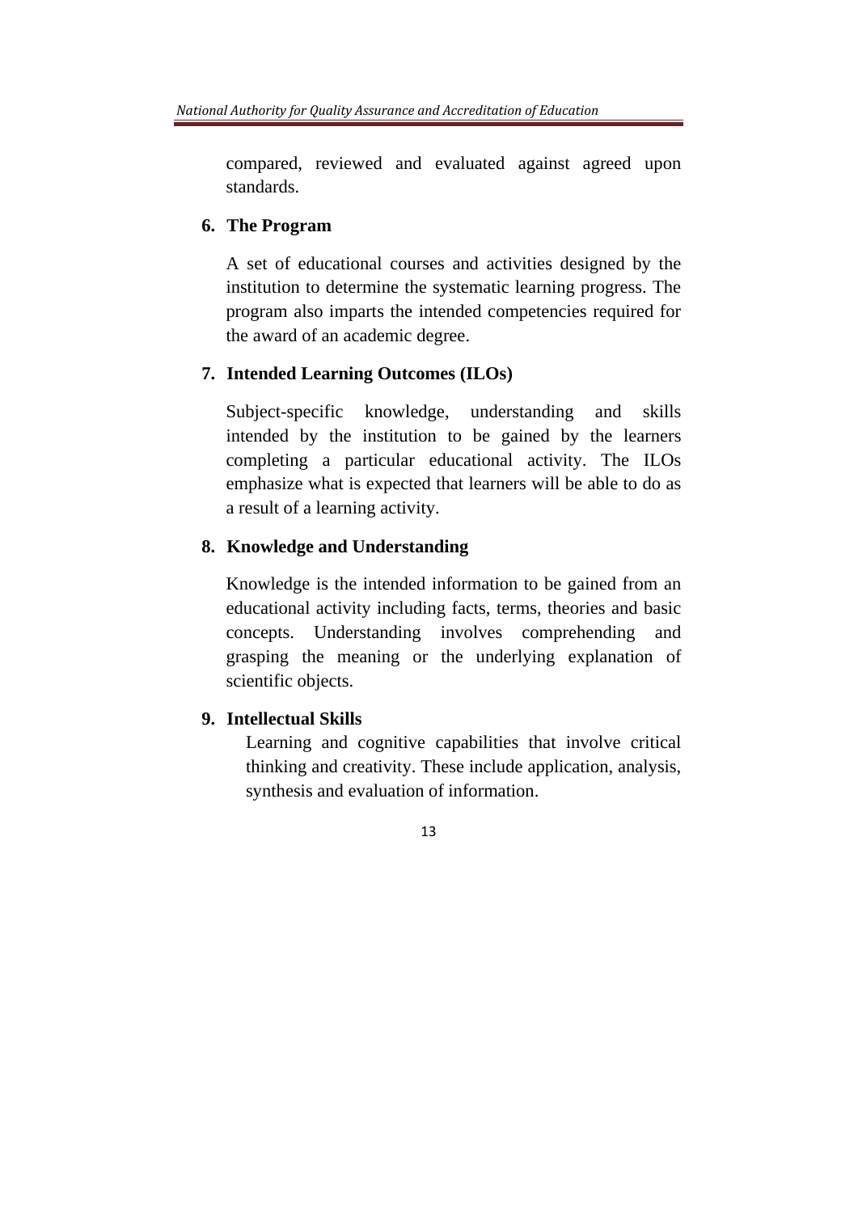compared, reviewed and evaluated against agreed upon standards.

**6. The Program**

A set of educational courses and activities designed by the institution to determine the systematic learning progress. The program also imparts the intended competencies required for the award of an academic degree.

**7. Intended Learning Outcomes (ILOs)**

Subject-specific knowledge, understanding and skills intended by the institution to be gained by the learners completing a particular educational activity. The ILOs emphasize what is expected that learners will be able to do as a result of a learning activity.

**8. Knowledge and Understanding**

Knowledge is the intended information to be gained from an educational activity including facts, terms, theories and basic concepts. Understanding involves comprehending and grasping the meaning or the underlying explanation of scientific objects.

**9. Intellectual Skills**

Learning and cognitive capabilities that involve critical thinking and creativity. These include application, analysis, synthesis and evaluation of information.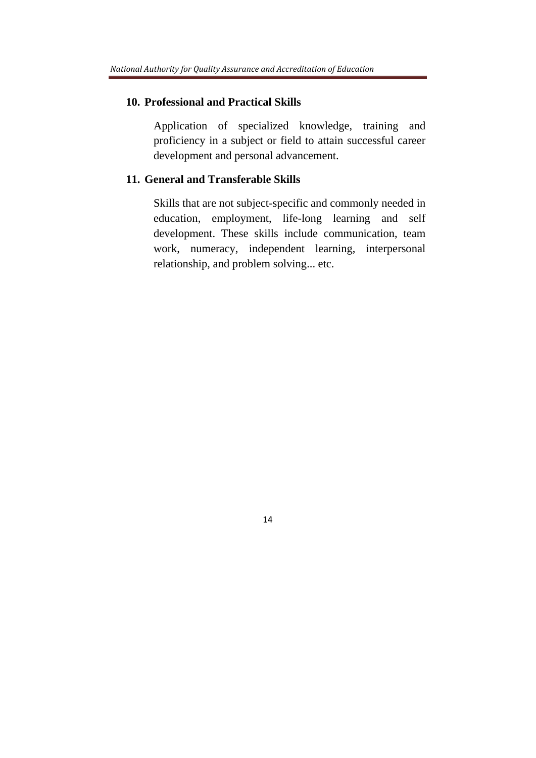## 10. Professional and Practical Skills

Application of specialized knowledge, training and proficiency in a subject or field to attain successful career development and personal advancement.

## 11. General and Transferable Skills

Skills that are not subject-specific and commonly needed in education, employment, life-long learning and self development. These skills include communication, team work, numeracy, independent learning, interpersonal relationship, and problem solving... etc.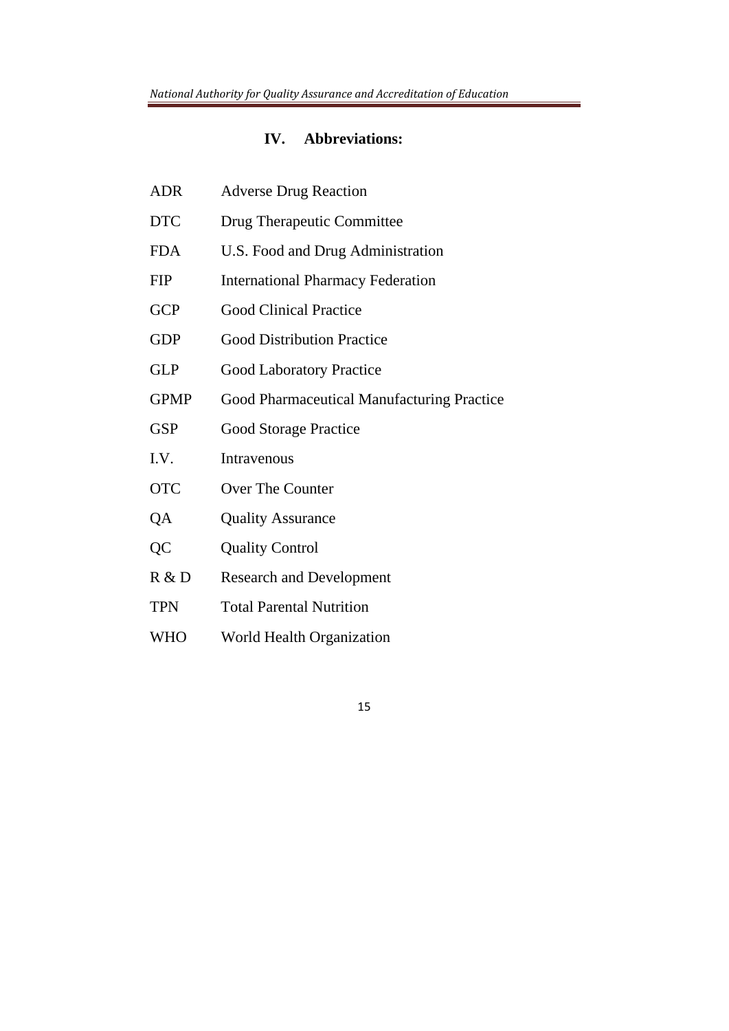## IV. Abbreviations:

| | |
|---|---|
| ADR | Adverse Drug Reaction |
| DTC | Drug Therapeutic Committee |
| FDA | U.S. Food and Drug Administration |
| FIP | International Pharmacy Federation |
| GCP | Good Clinical Practice |
| GDP | Good Distribution Practice |
| GLP | Good Laboratory Practice |
| GPMP | Good Pharmaceutical Manufacturing Practice |
| GSP | Good Storage Practice |
| I.V. | Intravenous |
| OTC | Over The Counter |
| QA | Quality Assurance |
| QC | Quality Control |
| R & D | Research and Development |
| TPN | Total Parental Nutrition |
| WHO | World Health Organization |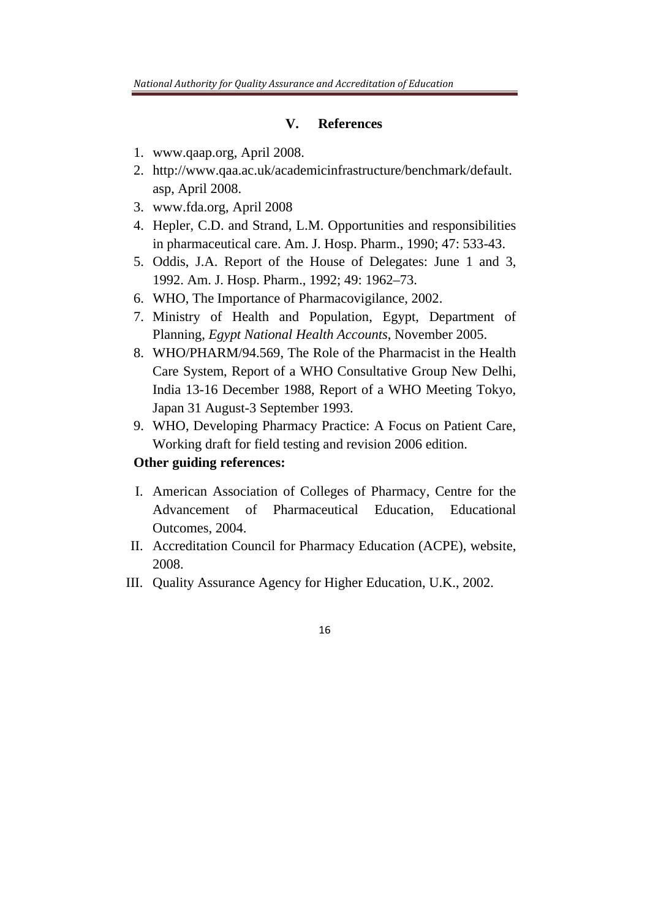## V. References

1. www.qaap.org, April 2008.
2. http://www.qaa.ac.uk/academicinfrastructure/benchmark/default.asp, April 2008.
3. www.fda.org, April 2008
4. Hepler, C.D. and Strand, L.M. Opportunities and responsibilities in pharmaceutical care. Am. J. Hosp. Pharm., 1990; 47: 533-43.
5. Oddis, J.A. Report of the House of Delegates: June 1 and 3, 1992. Am. J. Hosp. Pharm., 1992; 49: 1962–73.
6. WHO, The Importance of Pharmacovigilance, 2002.
7. Ministry of Health and Population, Egypt, Department of Planning, *Egypt National Health Accounts*, November 2005.
8. WHO/PHARM/94.569, The Role of the Pharmacist in the Health Care System, Report of a WHO Consultative Group New Delhi, India 13-16 December 1988, Report of a WHO Meeting Tokyo, Japan 31 August-3 September 1993.
9. WHO, Developing Pharmacy Practice: A Focus on Patient Care, Working draft for field testing and revision 2006 edition.

**Other guiding references:**

I. American Association of Colleges of Pharmacy, Centre for the Advancement of Pharmaceutical Education, Educational Outcomes, 2004.

II. Accreditation Council for Pharmacy Education (ACPE), website, 2008.

III. Quality Assurance Agency for Higher Education, U.K., 2002.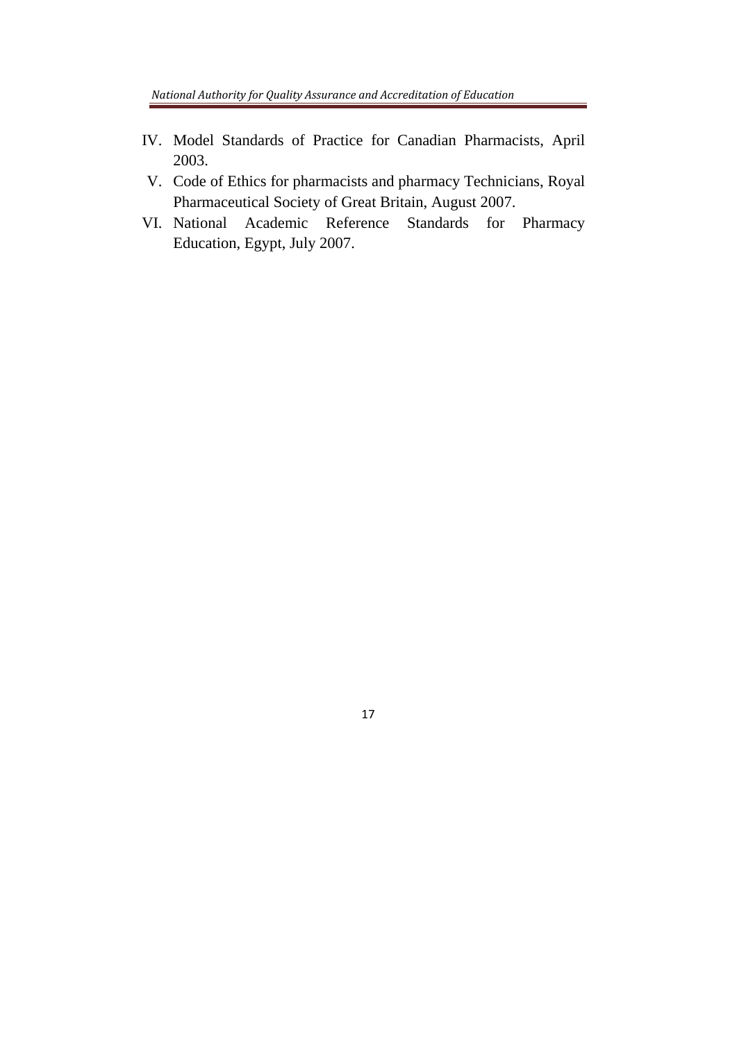IV. Model Standards of Practice for Canadian Pharmacists, April 2003.
V. Code of Ethics for pharmacists and pharmacy Technicians, Royal Pharmaceutical Society of Great Britain, August 2007.
VI. National Academic Reference Standards for Pharmacy Education, Egypt, July 2007.